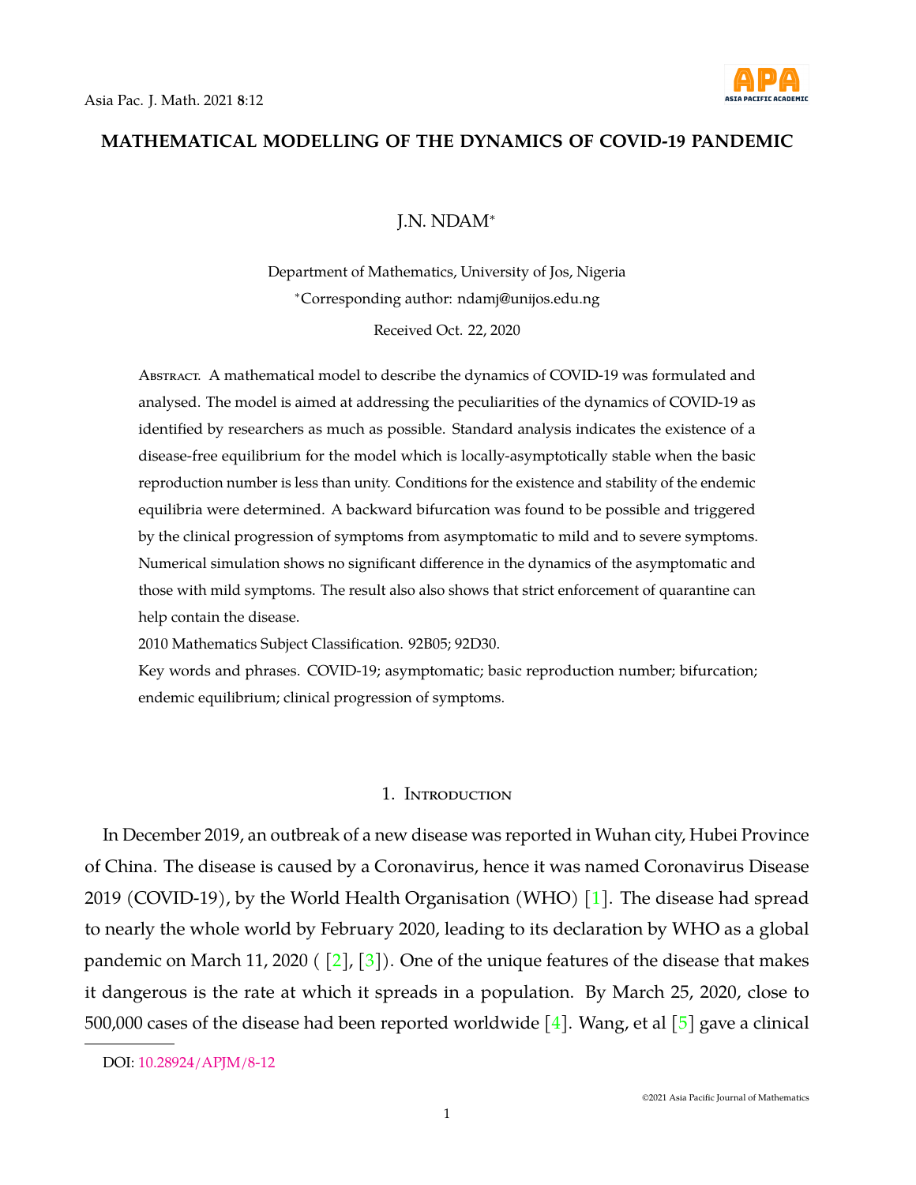# MATHEMATICAL MODELLING OF THE DYNAMICS OF COVID-19 PANDEMIC

J.N. NDAM*

Department of Mathematics, University of Jos, Nigeria

*Corresponding author: ndamj@unijos.edu.ng

Received Oct. 22, 2020

Abstract. A mathematical model to describe the dynamics of COVID-19 was formulated and analysed. The model is aimed at addressing the peculiarities of the dynamics of COVID-19 as identified by researchers as much as possible. Standard analysis indicates the existence of a disease-free equilibrium for the model which is locally-asymptotically stable when the basic reproduction number is less than unity. Conditions for the existence and stability of the endemic equilibria were determined. A backward bifurcation was found to be possible and triggered by the clinical progression of symptoms from asymptomatic to mild and to severe symptoms. Numerical simulation shows no significant difference in the dynamics of the asymptomatic and those with mild symptoms. The result also also shows that strict enforcement of quarantine can help contain the disease.

2010 Mathematics Subject Classification. 92B05; 92D30.

Key words and phrases. COVID-19; asymptomatic; basic reproduction number; bifurcation; endemic equilibrium; clinical progression of symptoms.

## 1. Introduction

In December 2019, an outbreak of a new disease was reported in Wuhan city, Hubei Province of China. The disease is caused by a Coronavirus, hence it was named Coronavirus Disease 2019 (COVID-19), by the World Health Organisation (WHO) [1]. The disease had spread to nearly the whole world by February 2020, leading to its declaration by WHO as a global pandemic on March 11, 2020 ( [2], [3]). One of the unique features of the disease that makes it dangerous is the rate at which it spreads in a population. By March 25, 2020, close to 500,000 cases of the disease had been reported worldwide [4]. Wang, et al [5] gave a clinical

DOI: 10.28924/APJM/8-12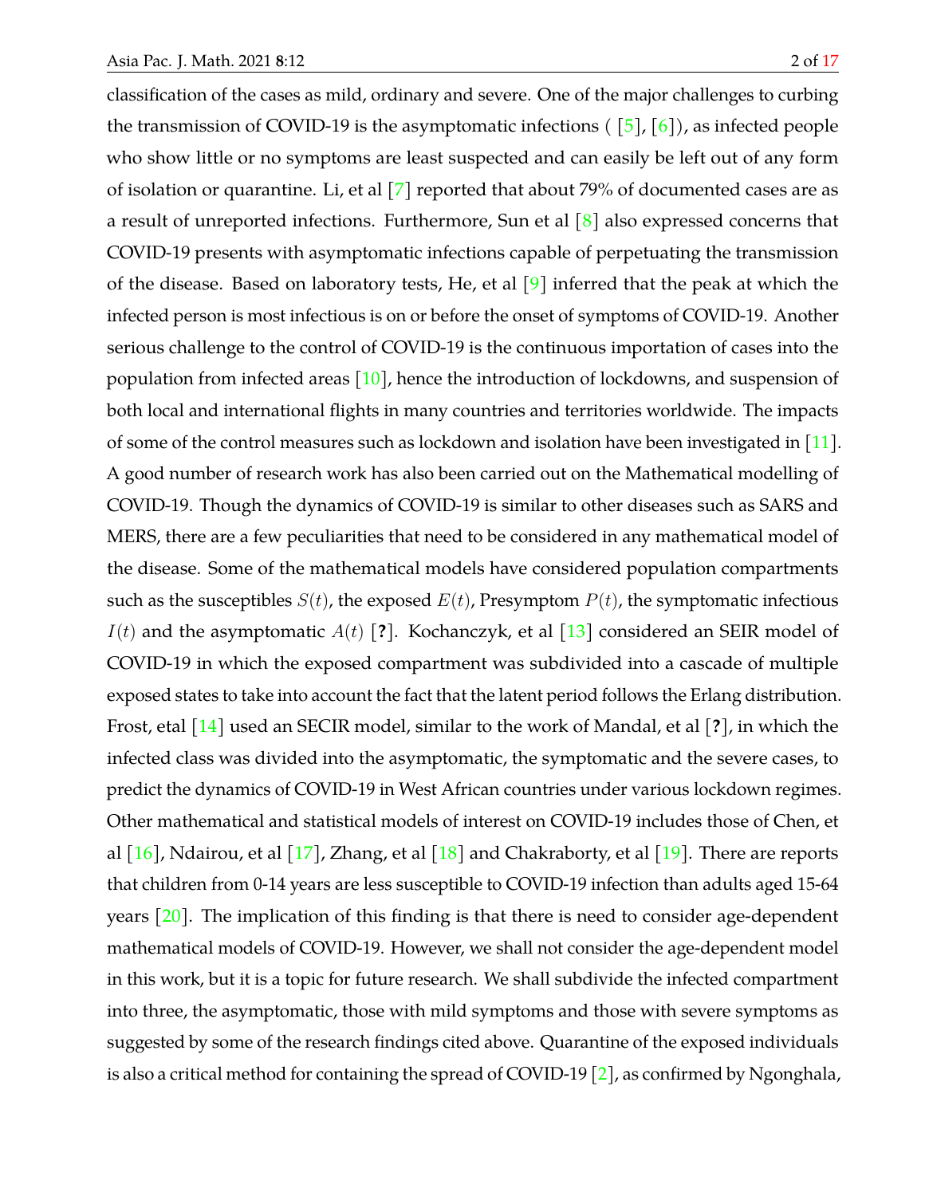classification of the cases as mild, ordinary and severe. One of the major challenges to curbing the transmission of COVID-19 is the asymptomatic infections ( [5], [6]), as infected people who show little or no symptoms are least suspected and can easily be left out of any form of isolation or quarantine. Li, et al [7] reported that about 79% of documented cases are as a result of unreported infections. Furthermore, Sun et al [8] also expressed concerns that COVID-19 presents with asymptomatic infections capable of perpetuating the transmission of the disease. Based on laboratory tests, He, et al [9] inferred that the peak at which the infected person is most infectious is on or before the onset of symptoms of COVID-19. Another serious challenge to the control of COVID-19 is the continuous importation of cases into the population from infected areas [10], hence the introduction of lockdowns, and suspension of both local and international flights in many countries and territories worldwide. The impacts of some of the control measures such as lockdown and isolation have been investigated in [11]. A good number of research work has also been carried out on the Mathematical modelling of COVID-19. Though the dynamics of COVID-19 is similar to other diseases such as SARS and MERS, there are a few peculiarities that need to be considered in any mathematical model of the disease. Some of the mathematical models have considered population compartments such as the susceptibles $S(t)$, the exposed $E(t)$, Presymptom $P(t)$, the symptomatic infectious $I(t)$ and the asymptomatic $A(t)$ [**?**]. Kochanczyk, et al [13] considered an SEIR model of COVID-19 in which the exposed compartment was subdivided into a cascade of multiple exposed states to take into account the fact that the latent period follows the Erlang distribution. Frost, etal [14] used an SECIR model, similar to the work of Mandal, et al [**?**], in which the infected class was divided into the asymptomatic, the symptomatic and the severe cases, to predict the dynamics of COVID-19 in West African countries under various lockdown regimes. Other mathematical and statistical models of interest on COVID-19 includes those of Chen, et al [16], Ndairou, et al [17], Zhang, et al [18] and Chakraborty, et al [19]. There are reports that children from 0-14 years are less susceptible to COVID-19 infection than adults aged 15-64 years [20]. The implication of this finding is that there is need to consider age-dependent mathematical models of COVID-19. However, we shall not consider the age-dependent model in this work, but it is a topic for future research. We shall subdivide the infected compartment into three, the asymptomatic, those with mild symptoms and those with severe symptoms as suggested by some of the research findings cited above. Quarantine of the exposed individuals is also a critical method for containing the spread of COVID-19 [2], as confirmed by Ngonghala,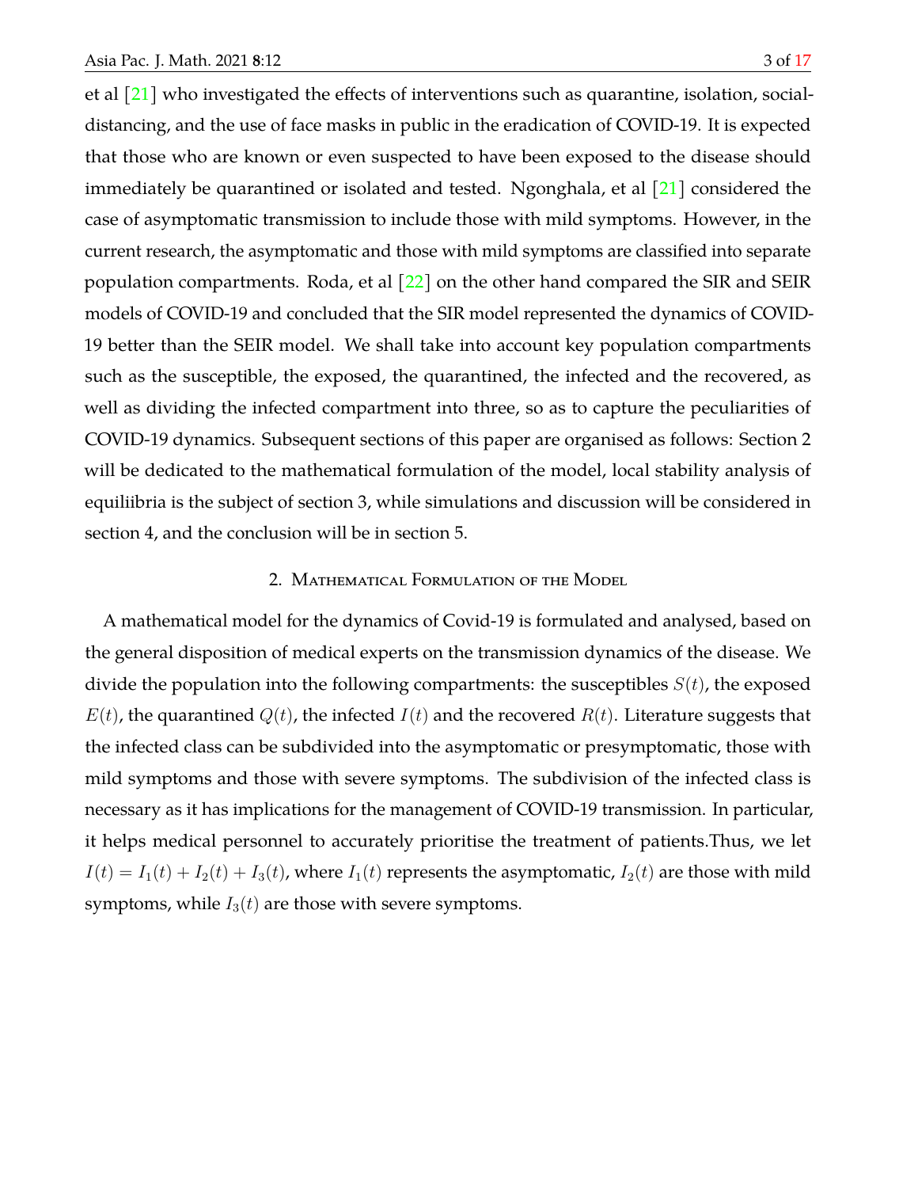et al [21] who investigated the effects of interventions such as quarantine, isolation, social-distancing, and the use of face masks in public in the eradication of COVID-19. It is expected that those who are known or even suspected to have been exposed to the disease should immediately be quarantined or isolated and tested. Ngonghala, et al [21] considered the case of asymptomatic transmission to include those with mild symptoms. However, in the current research, the asymptomatic and those with mild symptoms are classified into separate population compartments. Roda, et al [22] on the other hand compared the SIR and SEIR models of COVID-19 and concluded that the SIR model represented the dynamics of COVID-19 better than the SEIR model. We shall take into account key population compartments such as the susceptible, the exposed, the quarantined, the infected and the recovered, as well as dividing the infected compartment into three, so as to capture the peculiarities of COVID-19 dynamics. Subsequent sections of this paper are organised as follows: Section 2 will be dedicated to the mathematical formulation of the model, local stability analysis of equiliibria is the subject of section 3, while simulations and discussion will be considered in section 4, and the conclusion will be in section 5.

## 2. Mathematical Formulation of the Model

A mathematical model for the dynamics of Covid-19 is formulated and analysed, based on the general disposition of medical experts on the transmission dynamics of the disease. We divide the population into the following compartments: the susceptibles $S(t)$, the exposed $E(t)$, the quarantined $Q(t)$, the infected $I(t)$ and the recovered $R(t)$. Literature suggests that the infected class can be subdivided into the asymptomatic or presymptomatic, those with mild symptoms and those with severe symptoms. The subdivision of the infected class is necessary as it has implications for the management of COVID-19 transmission. In particular, it helps medical personnel to accurately prioritise the treatment of patients.Thus, we let $I(t) = I_1(t) + I_2(t) + I_3(t)$, where $I_1(t)$ represents the asymptomatic, $I_2(t)$ are those with mild symptoms, while $I_3(t)$ are those with severe symptoms.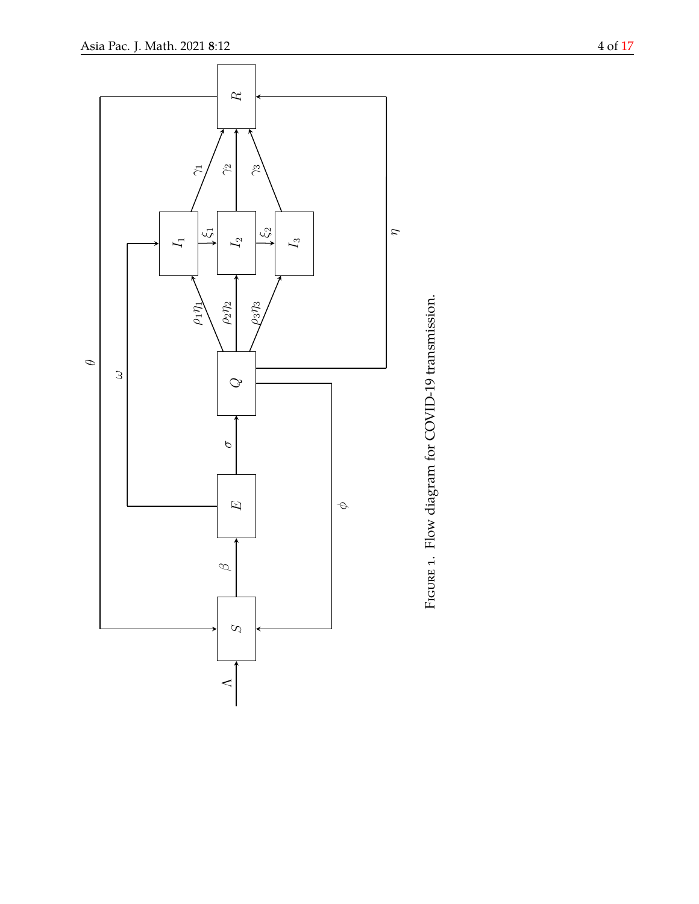Figure 1. Flow diagram for COVID-19 transmission.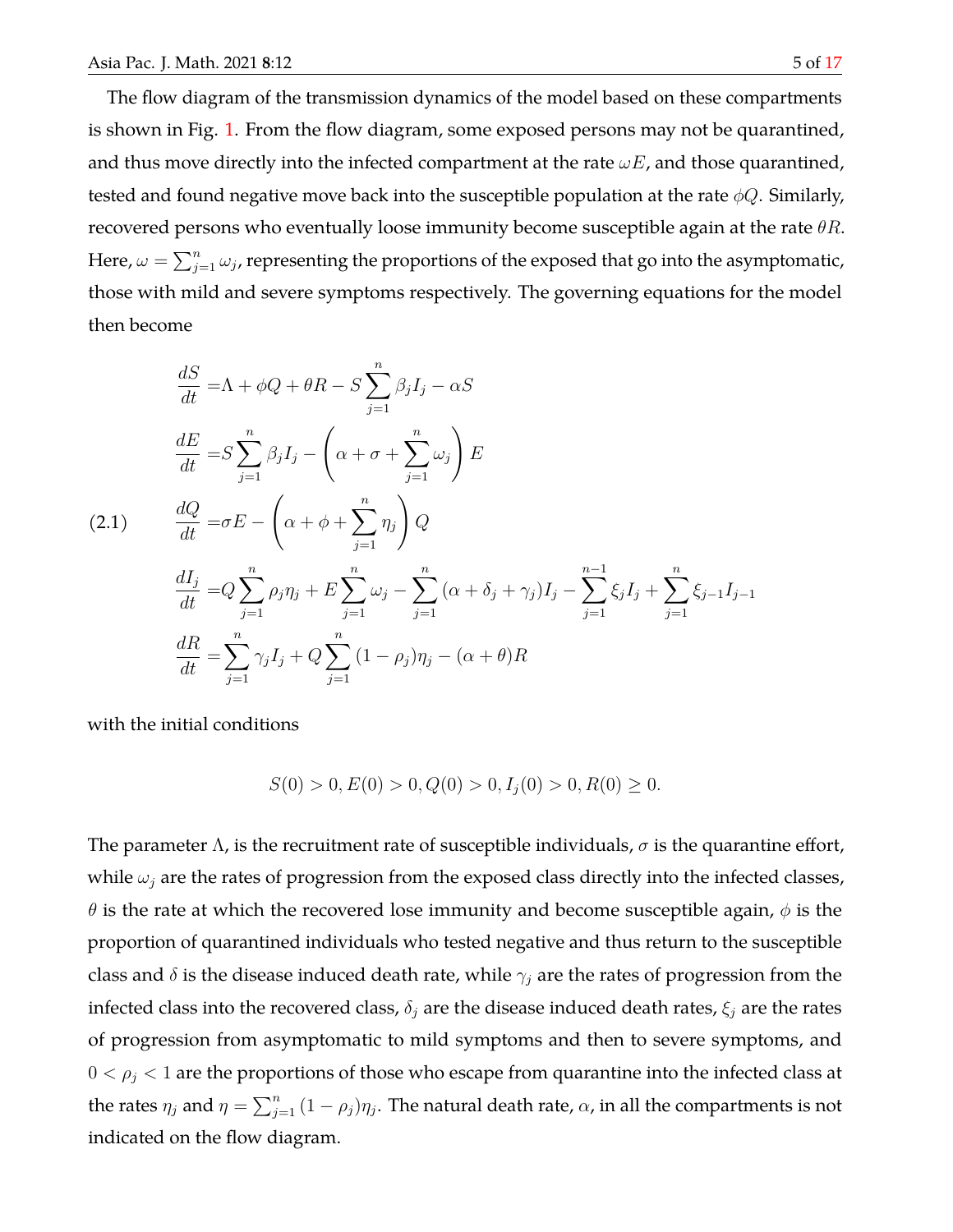The flow diagram of the transmission dynamics of the model based on these compartments is shown in Fig. 1. From the flow diagram, some exposed persons may not be quarantined, and thus move directly into the infected compartment at the rate $\omega E$, and those quarantined, tested and found negative move back into the susceptible population at the rate $\phi Q$. Similarly, recovered persons who eventually loose immunity become susceptible again at the rate $\theta R$. Here, $\omega = \sum_{j=1}^{n} \omega_j$, representing the proportions of the exposed that go into the asymptomatic, those with mild and severe symptoms respectively. The governing equations for the model then become

$$
\begin{aligned}
\frac{dS}{dt} &= \Lambda + \phi Q + \theta R - S \sum_{j=1}^{n} \beta_j I_j - \alpha S \\
\frac{dE}{dt} &= S \sum_{j=1}^{n} \beta_j I_j - \left( \alpha + \sigma + \sum_{j=1}^{n} \omega_j \right) E \\
\frac{dQ}{dt} &= \sigma E - \left( \alpha + \phi + \sum_{j=1}^{n} \eta_j \right) Q \\
\frac{dI_j}{dt} &= Q \sum_{j=1}^{n} \rho_j \eta_j + E \sum_{j=1}^{n} \omega_j - \sum_{j=1}^{n} (\alpha + \delta_j + \gamma_j) I_j - \sum_{j=1}^{n-1} \xi_j I_j + \sum_{j=1}^{n} \xi_{j-1} I_{j-1} \\
\frac{dR}{dt} &= \sum_{j=1}^{n} \gamma_j I_j + Q \sum_{j=1}^{n} (1 - \rho_j) \eta_j - (\alpha + \theta) R
\end{aligned}
\tag{2.1}
$$

with the initial conditions

$$
S(0) > 0, E(0) > 0, Q(0) > 0, I_j(0) > 0, R(0) \geq 0.
$$

The parameter $\Lambda$, is the recruitment rate of susceptible individuals, $\sigma$ is the quarantine effort, while $\omega_j$ are the rates of progression from the exposed class directly into the infected classes, $\theta$ is the rate at which the recovered lose immunity and become susceptible again, $\phi$ is the proportion of quarantined individuals who tested negative and thus return to the susceptible class and $\delta$ is the disease induced death rate, while $\gamma_j$ are the rates of progression from the infected class into the recovered class, $\delta_j$ are the disease induced death rates, $\xi_j$ are the rates of progression from asymptomatic to mild symptoms and then to severe symptoms, and $0 < \rho_j < 1$ are the proportions of those who escape from quarantine into the infected class at the rates $\eta_j$ and $\eta = \sum_{j=1}^{n} (1 - \rho_j) \eta_j$. The natural death rate, $\alpha$, in all the compartments is not indicated on the flow diagram.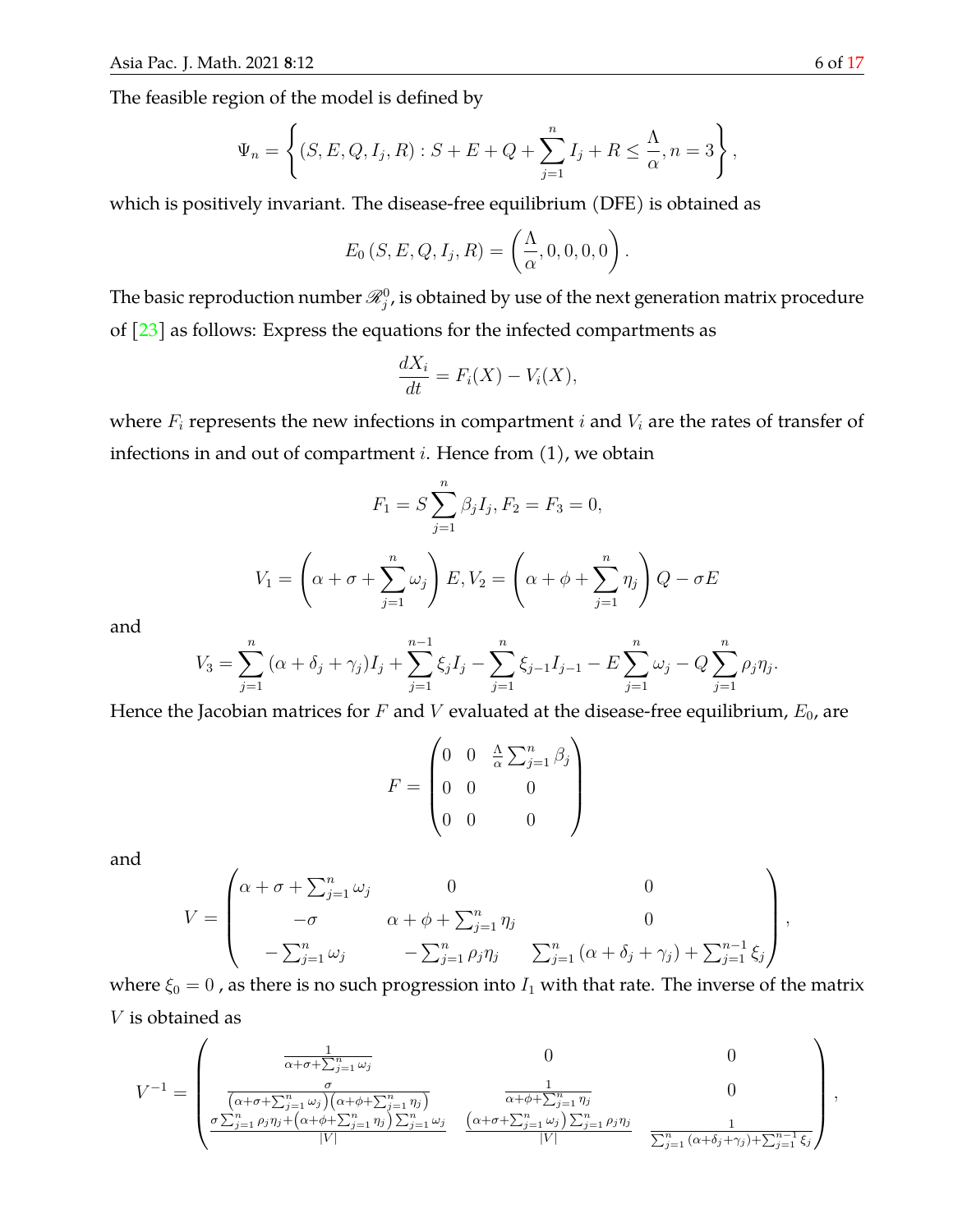The feasible region of the model is defined by

$$\Psi_n = \left\{ (S, E, Q, I_j, R) : S + E + Q + \sum_{j=1}^{n} I_j + R \leq \frac{\Lambda}{\alpha}, n = 3 \right\},$$

which is positively invariant. The disease-free equilibrium (DFE) is obtained as

$$E_0\left(S, E, Q, I_j, R\right) = \left(\frac{\Lambda}{\alpha}, 0, 0, 0, 0\right).$$

The basic reproduction number $\mathscr{R}_j^0$, is obtained by use of the next generation matrix procedure of [23] as follows: Express the equations for the infected compartments as

$$\frac{dX_i}{dt} = F_i(X) - V_i(X),$$

where $F_i$ represents the new infections in compartment $i$ and $V_i$ are the rates of transfer of infections in and out of compartment $i$. Hence from (1), we obtain

$$F_1 = S\sum_{j=1}^{n} \beta_j I_j, F_2 = F_3 = 0,$$

$$V_1 = \left(\alpha + \sigma + \sum_{j=1}^{n} \omega_j\right) E, V_2 = \left(\alpha + \phi + \sum_{j=1}^{n} \eta_j\right) Q - \sigma E$$

and

$$V_3 = \sum_{j=1}^{n} (\alpha + \delta_j + \gamma_j) I_j + \sum_{j=1}^{n-1} \xi_j I_j - \sum_{j=1}^{n} \xi_{j-1} I_{j-1} - E\sum_{j=1}^{n} \omega_j - Q\sum_{j=1}^{n} \rho_j \eta_j.$$

Hence the Jacobian matrices for $F$ and $V$ evaluated at the disease-free equilibrium, $E_0$, are

$$F = \begin{pmatrix} 0 & 0 & \frac{\Lambda}{\alpha}\sum_{j=1}^{n} \beta_j \\ 0 & 0 & 0 \\ 0 & 0 & 0 \end{pmatrix}$$

and

$$V = \begin{pmatrix} \alpha + \sigma + \sum_{j=1}^{n} \omega_j & 0 & 0 \\ -\sigma & \alpha + \phi + \sum_{j=1}^{n} \eta_j & 0 \\ -\sum_{j=1}^{n} \omega_j & -\sum_{j=1}^{n} \rho_j \eta_j & \sum_{j=1}^{n} (\alpha + \delta_j + \gamma_j) + \sum_{j=1}^{n-1} \xi_j \end{pmatrix},$$

where $\xi_0 = 0$ , as there is no such progression into $I_1$ with that rate. The inverse of the matrix $V$ is obtained as

$$V^{-1} = \begin{pmatrix} \frac{1}{\alpha+\sigma+\sum_{j=1}^{n}\omega_j} & 0 & 0 \\ \frac{\sigma}{\left(\alpha+\sigma+\sum_{j=1}^{n}\omega_j\right)\left(\alpha+\phi+\sum_{j=1}^{n}\eta_j\right)} & \frac{1}{\alpha+\phi+\sum_{j=1}^{n}\eta_j} & 0 \\ \frac{\sigma\sum_{j=1}^{n}\rho_j\eta_j+\left(\alpha+\phi+\sum_{j=1}^{n}\eta_j\right)\sum_{j=1}^{n}\omega_j}{|V|} & \frac{\left(\alpha+\sigma+\sum_{j=1}^{n}\omega_j\right)\sum_{j=1}^{n}\rho_j\eta_j}{|V|} & \frac{1}{\sum_{j=1}^{n}(\alpha+\delta_j+\gamma_j)+\sum_{j=1}^{n-1}\xi_j} \end{pmatrix},$$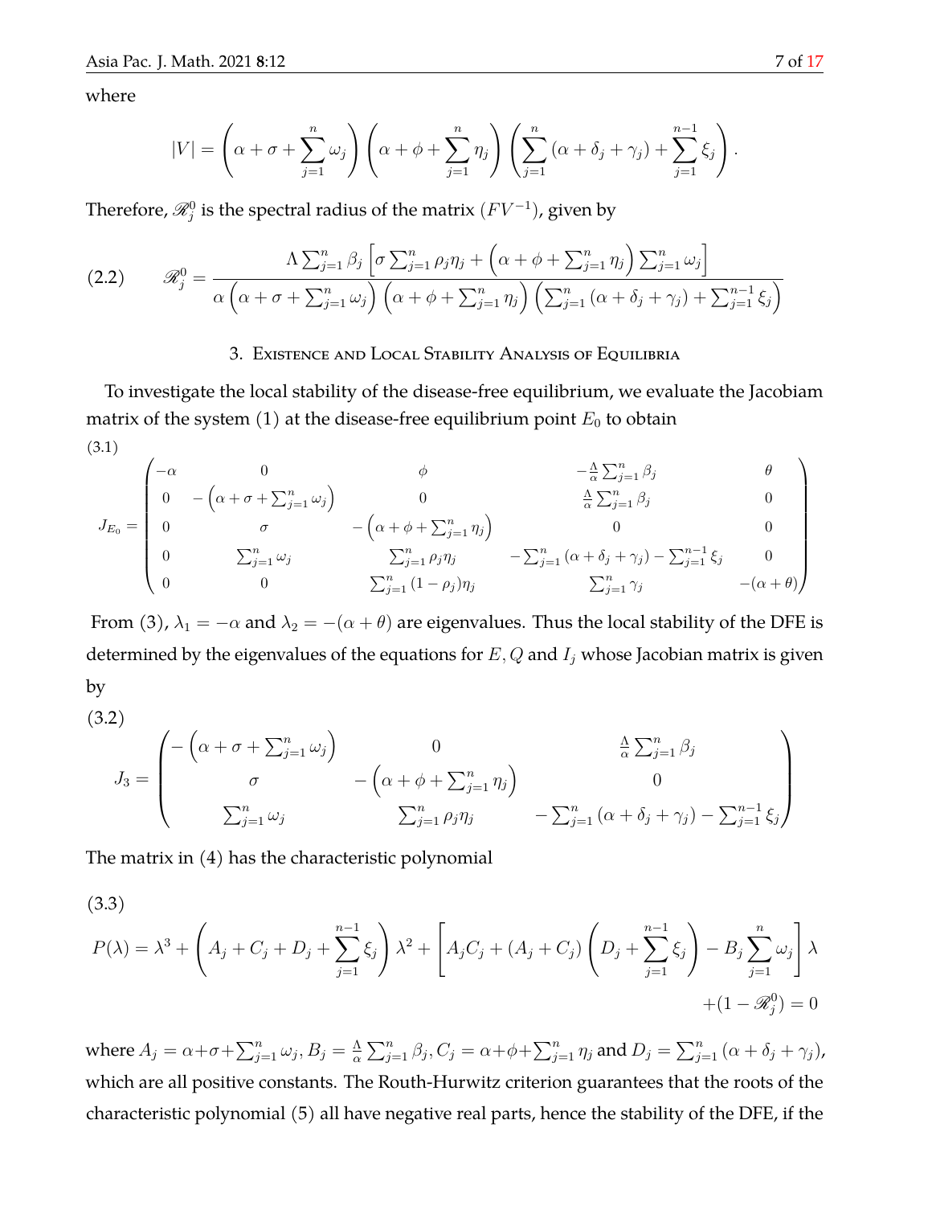where

$$|V| = \left(\alpha + \sigma + \sum_{j=1}^{n} \omega_j\right)\left(\alpha + \phi + \sum_{j=1}^{n} \eta_j\right)\left(\sum_{j=1}^{n} (\alpha + \delta_j + \gamma_j) + \sum_{j=1}^{n-1} \xi_j\right).$$

Therefore, $\mathscr{R}_j^0$ is the spectral radius of the matrix $(FV^{-1})$, given by

$$\mathscr{R}_j^0 = \frac{\Lambda \sum_{j=1}^{n} \beta_j \left[\sigma \sum_{j=1}^{n} \rho_j \eta_j + \left(\alpha + \phi + \sum_{j=1}^{n} \eta_j\right) \sum_{j=1}^{n} \omega_j\right]}{\alpha\left(\alpha + \sigma + \sum_{j=1}^{n} \omega_j\right)\left(\alpha + \phi + \sum_{j=1}^{n} \eta_j\right)\left(\sum_{j=1}^{n} (\alpha + \delta_j + \gamma_j) + \sum_{j=1}^{n-1} \xi_j\right)} \tag{2.2}$$

## 3. Existence and Local Stability Analysis of Equilibria

To investigate the local stability of the disease-free equilibrium, we evaluate the Jacobiam matrix of the system (1) at the disease-free equilibrium point $E_0$ to obtain

$$J_{E_0} = \begin{pmatrix} -\alpha & 0 & \phi & -\frac{\Lambda}{\alpha}\sum_{j=1}^{n} \beta_j & \theta \\ 0 & -\left(\alpha + \sigma + \sum_{j=1}^{n} \omega_j\right) & 0 & \frac{\Lambda}{\alpha}\sum_{j=1}^{n} \beta_j & 0 \\ 0 & \sigma & -\left(\alpha + \phi + \sum_{j=1}^{n} \eta_j\right) & 0 & 0 \\ 0 & \sum_{j=1}^{n} \omega_j & \sum_{j=1}^{n} \rho_j \eta_j & -\sum_{j=1}^{n} (\alpha + \delta_j + \gamma_j) - \sum_{j=1}^{n-1} \xi_j & 0 \\ 0 & 0 & \sum_{j=1}^{n} (1-\rho_j)\eta_j & \sum_{j=1}^{n} \gamma_j & -(\alpha + \theta) \end{pmatrix} \tag{3.1}$$

From (3), $\lambda_1 = -\alpha$ and $\lambda_2 = -(\alpha + \theta)$ are eigenvalues. Thus the local stability of the DFE is determined by the eigenvalues of the equations for $E, Q$ and $I_j$ whose Jacobian matrix is given by

$$J_3 = \begin{pmatrix} -\left(\alpha + \sigma + \sum_{j=1}^{n} \omega_j\right) & 0 & \frac{\Lambda}{\alpha}\sum_{j=1}^{n} \beta_j \\ \sigma & -\left(\alpha + \phi + \sum_{j=1}^{n} \eta_j\right) & 0 \\ \sum_{j=1}^{n} \omega_j & \sum_{j=1}^{n} \rho_j \eta_j & -\sum_{j=1}^{n} (\alpha + \delta_j + \gamma_j) - \sum_{j=1}^{n-1} \xi_j \end{pmatrix} \tag{3.2}$$

The matrix in (4) has the characteristic polynomial

$$P(\lambda) = \lambda^3 + \left(A_j + C_j + D_j + \sum_{j=1}^{n-1} \xi_j\right)\lambda^2 + \left[A_j C_j + (A_j + C_j)\left(D_j + \sum_{j=1}^{n-1} \xi_j\right) - B_j \sum_{j=1}^{n} \omega_j\right]\lambda + (1 - \mathscr{R}_j^0) = 0 \tag{3.3}$$

where $A_j = \alpha + \sigma + \sum_{j=1}^{n} \omega_j, B_j = \frac{\Lambda}{\alpha}\sum_{j=1}^{n} \beta_j, C_j = \alpha + \phi + \sum_{j=1}^{n} \eta_j$ and $D_j = \sum_{j=1}^{n} (\alpha + \delta_j + \gamma_j)$, which are all positive constants. The Routh-Hurwitz criterion guarantees that the roots of the characteristic polynomial (5) all have negative real parts, hence the stability of the DFE, if the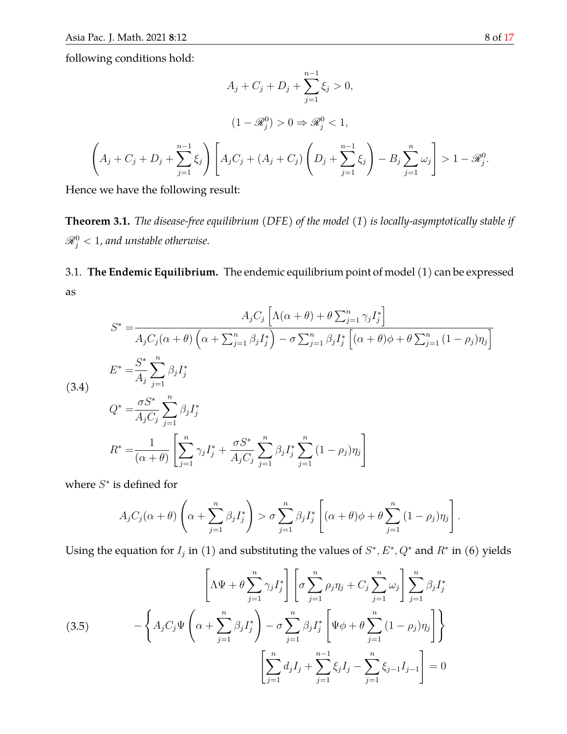following conditions hold:

$$A_j + C_j + D_j + \sum_{j=1}^{n-1} \xi_j > 0,$$

$$(1 - \mathscr{R}_j^0) > 0 \Rightarrow \mathscr{R}_j^0 < 1,$$

$$\left(A_j + C_j + D_j + \sum_{j=1}^{n-1} \xi_j\right) \left[A_j C_j + (A_j + C_j)\left(D_j + \sum_{j=1}^{n-1} \xi_j\right) - B_j \sum_{j=1}^{n} \omega_j\right] > 1 - \mathscr{R}_j^0.$$

Hence we have the following result:

**Theorem 3.1.** *The disease-free equilibrium (DFE) of the model (1) is locally-asymptotically stable if $\mathscr{R}_j^0 < 1$, and unstable otherwise.*

3.1. **The Endemic Equilibrium.** The endemic equilibrium point of model (1) can be expressed as

$$
\begin{aligned}
S^* &= \frac{A_j C_j \left[\Lambda(\alpha+\theta) + \theta \sum_{j=1}^{n} \gamma_j I_j^*\right]}{A_j C_j (\alpha+\theta)\left(\alpha + \sum_{j=1}^{n} \beta_j I_j^*\right) - \sigma \sum_{j=1}^{n} \beta_j I_j^* \left[(\alpha+\theta)\phi + \theta \sum_{j=1}^{n} (1-\rho_j)\eta_j\right]} \\
E^* &= \frac{S^*}{A_j} \sum_{j=1}^{n} \beta_j I_j^* \\
Q^* &= \frac{\sigma S^*}{A_j C_j} \sum_{j=1}^{n} \beta_j I_j^* \\
R^* &= \frac{1}{(\alpha+\theta)} \left[\sum_{j=1}^{n} \gamma_j I_j^* + \frac{\sigma S^*}{A_j C_j} \sum_{j=1}^{n} \beta_j I_j^* \sum_{j=1}^{n} (1-\rho_j)\eta_j\right]
\end{aligned} \tag{3.4}
$$

where $S^*$ is defined for

$$A_j C_j (\alpha+\theta)\left(\alpha + \sum_{j=1}^{n} \beta_j I_j^*\right) > \sigma \sum_{j=1}^{n} \beta_j I_j^* \left[(\alpha+\theta)\phi + \theta \sum_{j=1}^{n} (1-\rho_j)\eta_j\right].$$

Using the equation for $I_j$ in (1) and substituting the values of $S^*, E^*, Q^*$ and $R^*$ in (6) yields

$$
\begin{aligned}
&\left[\Lambda\Psi + \theta \sum_{j=1}^{n} \gamma_j I_j^*\right] \left[\sigma \sum_{j=1}^{n} \rho_j \eta_j + C_j \sum_{j=1}^{n} \omega_j\right] \sum_{j=1}^{n} \beta_j I_j^* \\
&- \left\{A_j C_j \Psi \left(\alpha + \sum_{j=1}^{n} \beta_j I_j^*\right) - \sigma \sum_{j=1}^{n} \beta_j I_j^* \left[\Psi\phi + \theta \sum_{j=1}^{n} (1-\rho_j)\eta_j\right]\right\} \\
&\left[\sum_{j=1}^{n} d_j I_j + \sum_{j=1}^{n-1} \xi_j I_j - \sum_{j=1}^{n} \xi_{j-1} I_{j-1}\right] = 0
\end{aligned} \tag{3.5}
$$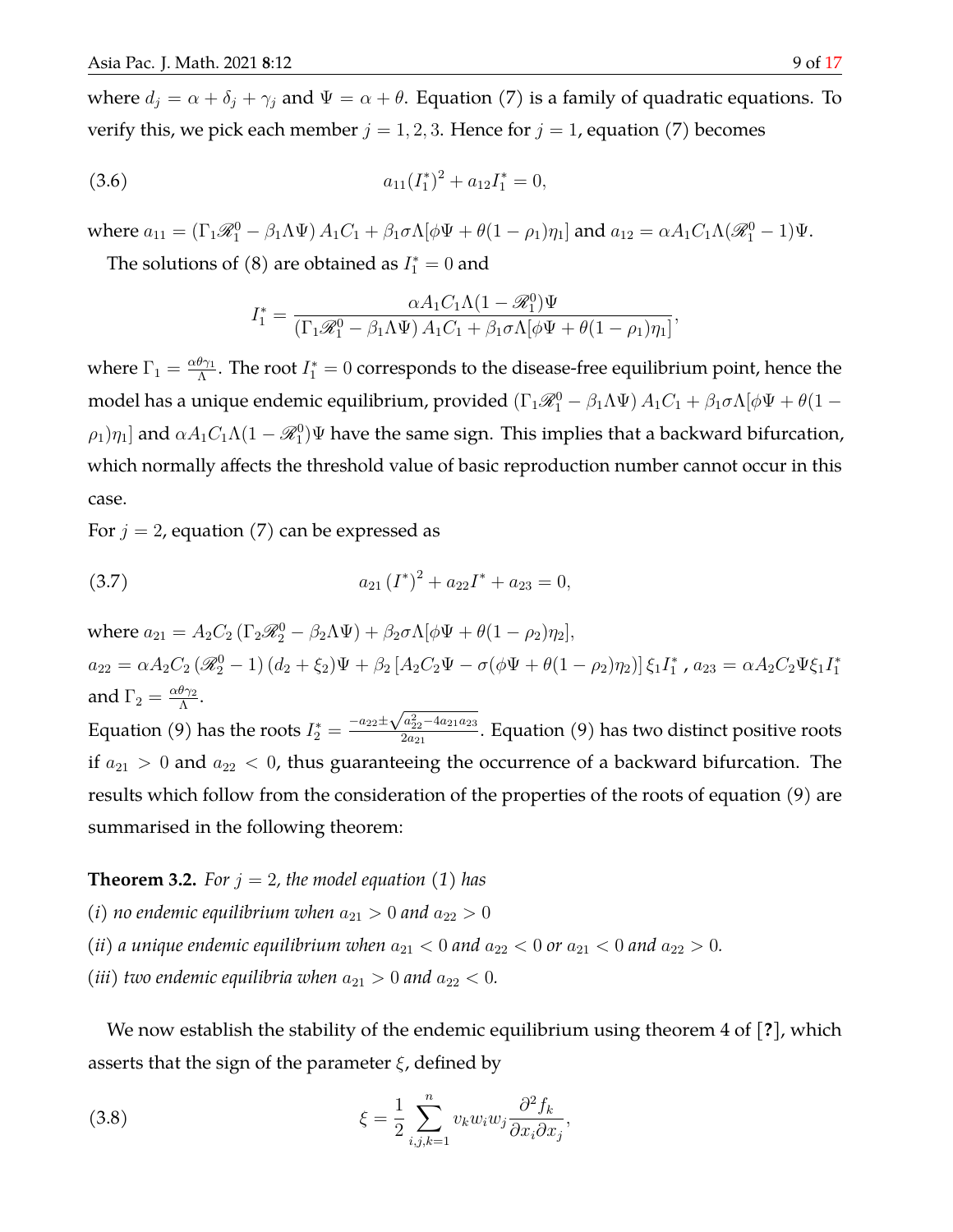where $d_j = \alpha + \delta_j + \gamma_j$ and $\Psi = \alpha + \theta$. Equation (7) is a family of quadratic equations. To verify this, we pick each member $j = 1, 2, 3$. Hence for $j = 1$, equation (7) becomes

$$a_{11}(I_1^*)^2 + a_{12}I_1^* = 0, \tag{3.6}$$

where $a_{11} = \left(\Gamma_1\mathscr{R}_1^0 - \beta_1\Lambda\Psi\right)A_1C_1 + \beta_1\sigma\Lambda[\phi\Psi + \theta(1-\rho_1)\eta_1]$ and $a_{12} = \alpha A_1C_1\Lambda(\mathscr{R}_1^0 - 1)\Psi$.

The solutions of (8) are obtained as $I_1^* = 0$ and

$$I_1^* = \frac{\alpha A_1C_1\Lambda(1-\mathscr{R}_1^0)\Psi}{\left(\Gamma_1\mathscr{R}_1^0 - \beta_1\Lambda\Psi\right)A_1C_1 + \beta_1\sigma\Lambda[\phi\Psi + \theta(1-\rho_1)\eta_1]},$$

where $\Gamma_1 = \frac{\alpha\theta\gamma_1}{\Lambda}$. The root $I_1^* = 0$ corresponds to the disease-free equilibrium point, hence the model has a unique endemic equilibrium, provided $\left(\Gamma_1\mathscr{R}_1^0 - \beta_1\Lambda\Psi\right)A_1C_1 + \beta_1\sigma\Lambda[\phi\Psi + \theta(1-\rho_1)\eta_1]$ and $\alpha A_1C_1\Lambda(1-\mathscr{R}_1^0)\Psi$ have the same sign. This implies that a backward bifurcation, which normally affects the threshold value of basic reproduction number cannot occur in this case.

For $j = 2$, equation (7) can be expressed as

$$a_{21}\left(I^*\right)^2 + a_{22}I^* + a_{23} = 0, \tag{3.7}$$

where $a_{21} = A_2C_2\left(\Gamma_2\mathscr{R}_2^0 - \beta_2\Lambda\Psi\right) + \beta_2\sigma\Lambda[\phi\Psi + \theta(1-\rho_2)\eta_2]$,
$a_{22} = \alpha A_2C_2\left(\mathscr{R}_2^0 - 1\right)(d_2 + \xi_2)\Psi + \beta_2\left[A_2C_2\Psi - \sigma(\phi\Psi + \theta(1-\rho_2)\eta_2)\right]\xi_1 I_1^*$ , $a_{23} = \alpha A_2C_2\Psi\xi_1 I_1^*$
and $\Gamma_2 = \frac{\alpha\theta\gamma_2}{\Lambda}$.
Equation (9) has the roots $I_2^* = \frac{-a_{22} \pm \sqrt{a_{22}^2 - 4a_{21}a_{23}}}{2a_{21}}$. Equation (9) has two distinct positive roots if $a_{21} > 0$ and $a_{22} < 0$, thus guaranteeing the occurrence of a backward bifurcation. The results which follow from the consideration of the properties of the roots of equation (9) are summarised in the following theorem:

**Theorem 3.2.** *For $j = 2$, the model equation (1) has*
*(i) no endemic equilibrium when $a_{21} > 0$ and $a_{22} > 0$*
*(ii) a unique endemic equilibrium when $a_{21} < 0$ and $a_{22} < 0$ or $a_{21} < 0$ and $a_{22} > 0$.*
*(iii) two endemic equilibria when $a_{21} > 0$ and $a_{22} < 0$.*

We now establish the stability of the endemic equilibrium using theorem 4 of [?], which asserts that the sign of the parameter $\xi$, defined by

$$\xi = \frac{1}{2}\sum_{i,j,k=1}^{n} v_k w_i w_j \frac{\partial^2 f_k}{\partial x_i \partial x_j}, \tag{3.8}$$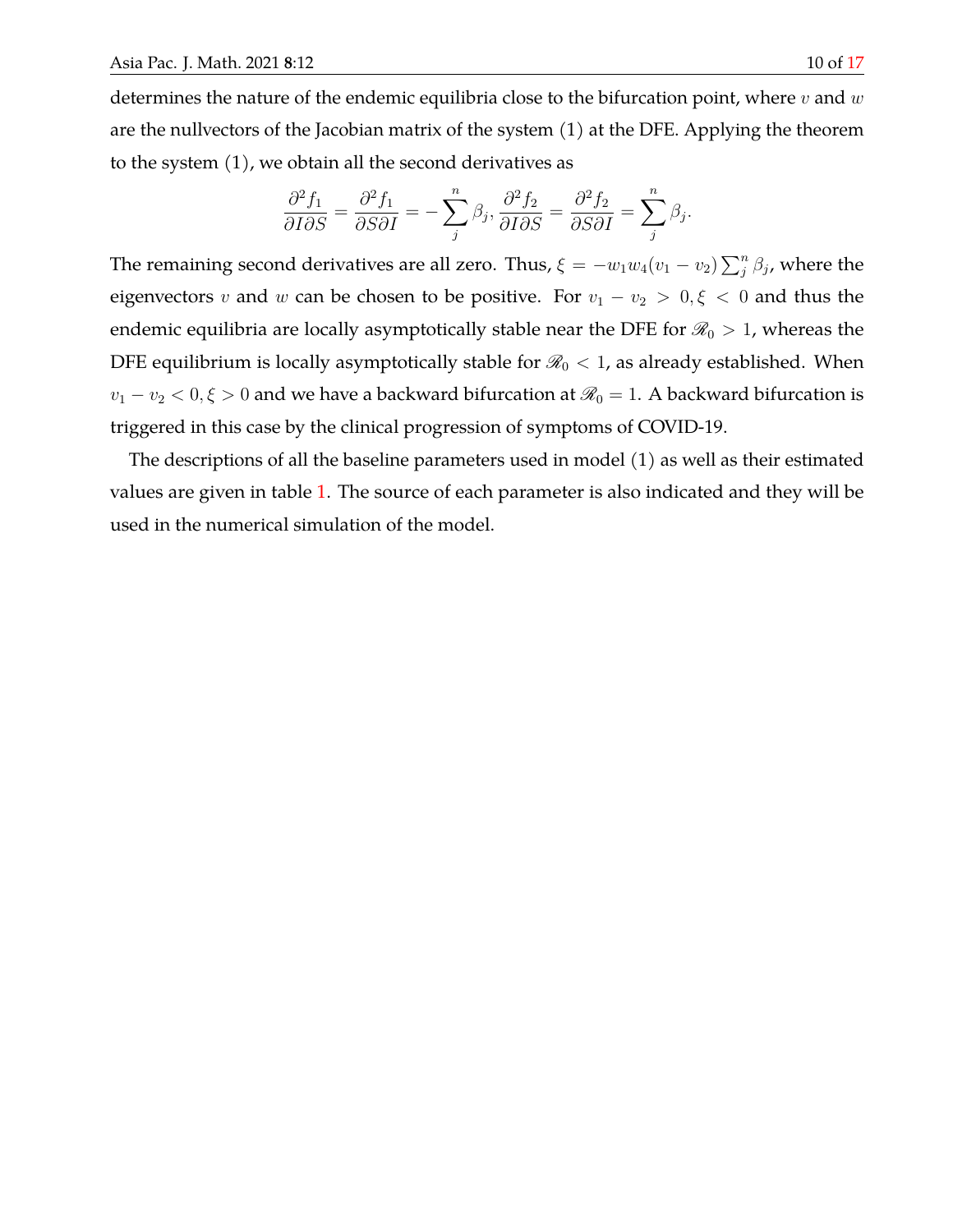determines the nature of the endemic equilibria close to the bifurcation point, where $v$ and $w$ are the nullvectors of the Jacobian matrix of the system (1) at the DFE. Applying the theorem to the system (1), we obtain all the second derivatives as

$$\frac{\partial^2 f_1}{\partial I \partial S} = \frac{\partial^2 f_1}{\partial S \partial I} = -\sum_{j}^{n} \beta_j, \frac{\partial^2 f_2}{\partial I \partial S} = \frac{\partial^2 f_2}{\partial S \partial I} = \sum_{j}^{n} \beta_j.$$

The remaining second derivatives are all zero. Thus, $\xi = -w_1 w_4 (v_1 - v_2) \sum_j^n \beta_j$, where the eigenvectors $v$ and $w$ can be chosen to be positive. For $v_1 - v_2 > 0, \xi < 0$ and thus the endemic equilibria are locally asymptotically stable near the DFE for $\mathscr{R}_0 > 1$, whereas the DFE equilibrium is locally asymptotically stable for $\mathscr{R}_0 < 1$, as already established. When $v_1 - v_2 < 0, \xi > 0$ and we have a backward bifurcation at $\mathscr{R}_0 = 1$. A backward bifurcation is triggered in this case by the clinical progression of symptoms of COVID-19.

The descriptions of all the baseline parameters used in model (1) as well as their estimated values are given in table 1. The source of each parameter is also indicated and they will be used in the numerical simulation of the model.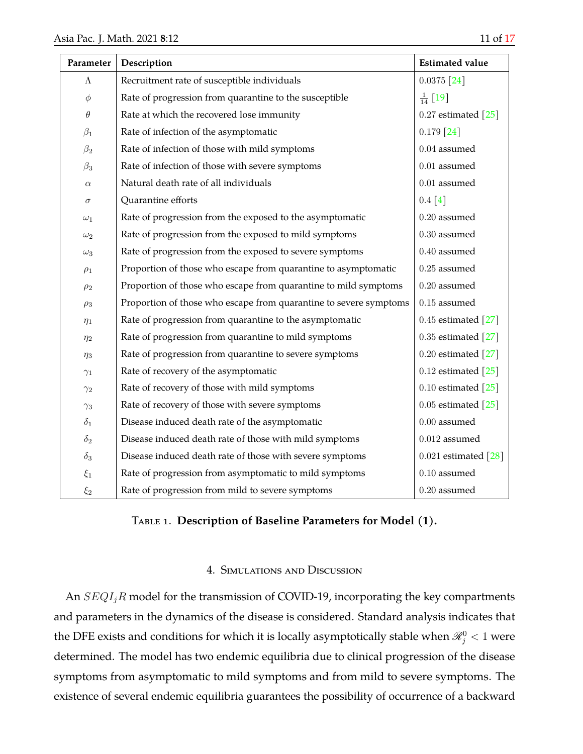| Parameter | Description | Estimated value |
|---|---|---|
| $\Lambda$ | Recruitment rate of susceptible individuals | $0.0375$ [24] |
| $\phi$ | Rate of progression from quarantine to the susceptible | $\frac{1}{14}$ [19] |
| $\theta$ | Rate at which the recovered lose immunity | $0.27$ estimated [25] |
| $\beta_1$ | Rate of infection of the asymptomatic | $0.179$ [24] |
| $\beta_2$ | Rate of infection of those with mild symptoms | $0.04$ assumed |
| $\beta_3$ | Rate of infection of those with severe symptoms | $0.01$ assumed |
| $\alpha$ | Natural death rate of all individuals | $0.01$ assumed |
| $\sigma$ | Quarantine efforts | $0.4$ [4] |
| $\omega_1$ | Rate of progression from the exposed to the asymptomatic | $0.20$ assumed |
| $\omega_2$ | Rate of progression from the exposed to mild symptoms | $0.30$ assumed |
| $\omega_3$ | Rate of progression from the exposed to severe symptoms | $0.40$ assumed |
| $\rho_1$ | Proportion of those who escape from quarantine to asymptomatic | $0.25$ assumed |
| $\rho_2$ | Proportion of those who escape from quarantine to mild symptoms | $0.20$ assumed |
| $\rho_3$ | Proportion of those who escape from quarantine to severe symptoms | $0.15$ assumed |
| $\eta_1$ | Rate of progression from quarantine to the asymptomatic | $0.45$ estimated [27] |
| $\eta_2$ | Rate of progression from quarantine to mild symptoms | $0.35$ estimated [27] |
| $\eta_3$ | Rate of progression from quarantine to severe symptoms | $0.20$ estimated [27] |
| $\gamma_1$ | Rate of recovery of the asymptomatic | $0.12$ estimated [25] |
| $\gamma_2$ | Rate of recovery of those with mild symptoms | $0.10$ estimated [25] |
| $\gamma_3$ | Rate of recovery of those with severe symptoms | $0.05$ estimated [25] |
| $\delta_1$ | Disease induced death rate of the asymptomatic | $0.00$ assumed |
| $\delta_2$ | Disease induced death rate of those with mild symptoms | $0.012$ assumed |
| $\delta_3$ | Disease induced death rate of those with severe symptoms | $0.021$ estimated [28] |
| $\xi_1$ | Rate of progression from asymptomatic to mild symptoms | $0.10$ assumed |
| $\xi_2$ | Rate of progression from mild to severe symptoms | $0.20$ assumed |

TABLE 1. **Description of Baseline Parameters for Model (1).**

## 4. Simulations and Discussion

An $SEQI_jR$ model for the transmission of COVID-19, incorporating the key compartments and parameters in the dynamics of the disease is considered. Standard analysis indicates that the DFE exists and conditions for which it is locally asymptotically stable when $\mathscr{R}_j^0 < 1$ were determined. The model has two endemic equilibria due to clinical progression of the disease symptoms from asymptomatic to mild symptoms and from mild to severe symptoms. The existence of several endemic equilibria guarantees the possibility of occurrence of a backward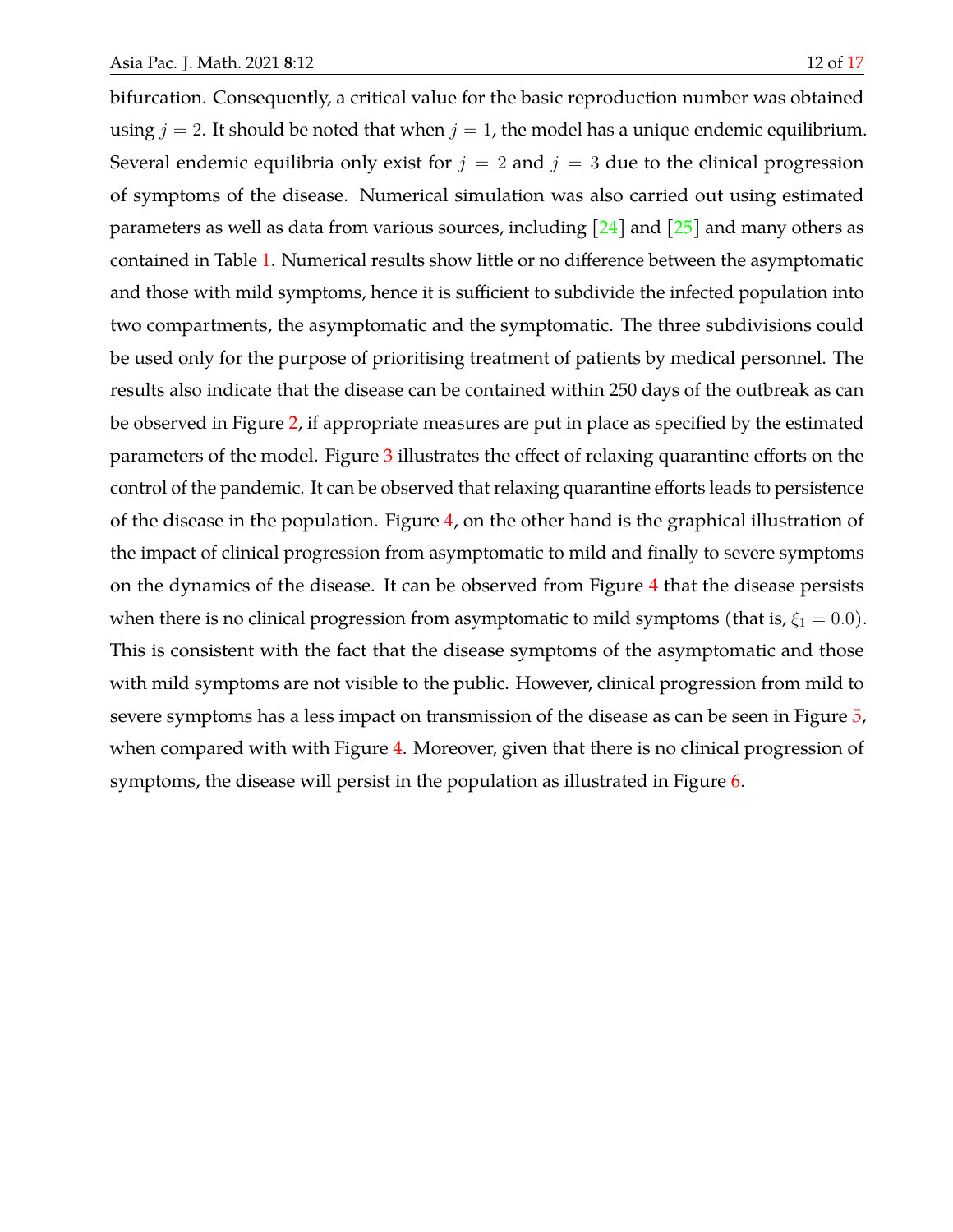bifurcation. Consequently, a critical value for the basic reproduction number was obtained using $j = 2$. It should be noted that when $j = 1$, the model has a unique endemic equilibrium. Several endemic equilibria only exist for $j = 2$ and $j = 3$ due to the clinical progression of symptoms of the disease. Numerical simulation was also carried out using estimated parameters as well as data from various sources, including [24] and [25] and many others as contained in Table 1. Numerical results show little or no difference between the asymptomatic and those with mild symptoms, hence it is sufficient to subdivide the infected population into two compartments, the asymptomatic and the symptomatic. The three subdivisions could be used only for the purpose of prioritising treatment of patients by medical personnel. The results also indicate that the disease can be contained within 250 days of the outbreak as can be observed in Figure 2, if appropriate measures are put in place as specified by the estimated parameters of the model. Figure 3 illustrates the effect of relaxing quarantine efforts on the control of the pandemic. It can be observed that relaxing quarantine efforts leads to persistence of the disease in the population. Figure 4, on the other hand is the graphical illustration of the impact of clinical progression from asymptomatic to mild and finally to severe symptoms on the dynamics of the disease. It can be observed from Figure 4 that the disease persists when there is no clinical progression from asymptomatic to mild symptoms (that is, $\xi_1 = 0.0$). This is consistent with the fact that the disease symptoms of the asymptomatic and those with mild symptoms are not visible to the public. However, clinical progression from mild to severe symptoms has a less impact on transmission of the disease as can be seen in Figure 5, when compared with with Figure 4. Moreover, given that there is no clinical progression of symptoms, the disease will persist in the population as illustrated in Figure 6.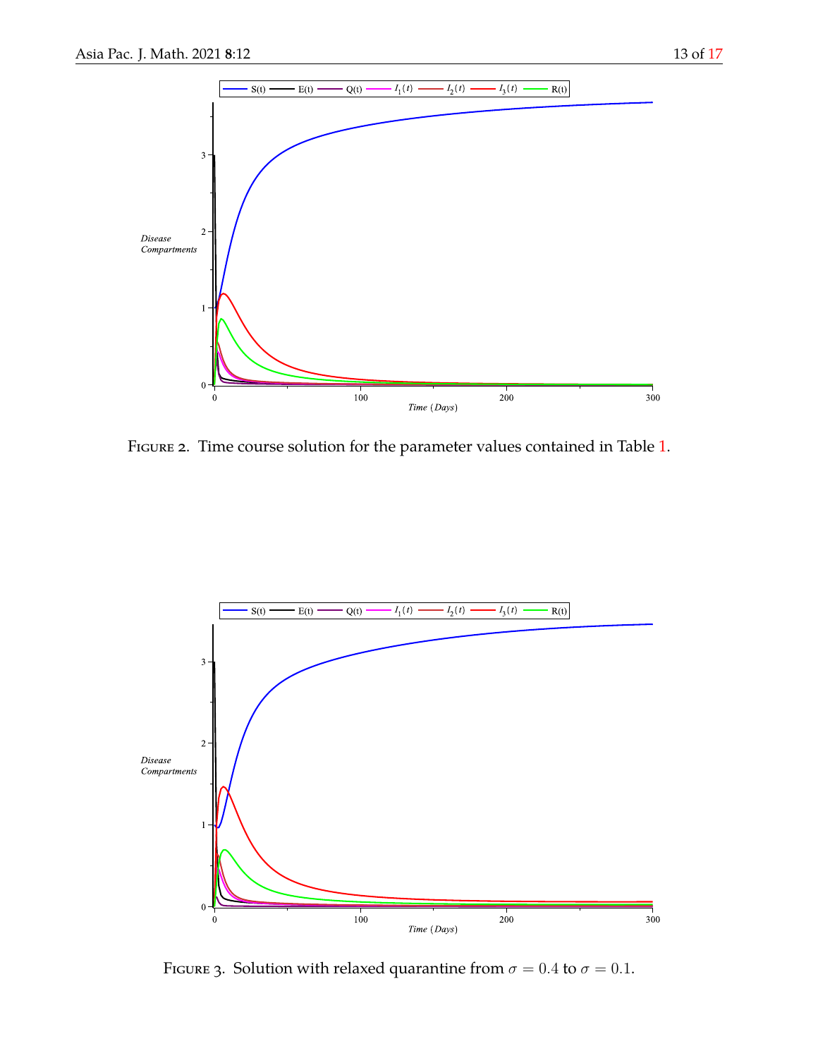Figure 2. Time course solution for the parameter values contained in Table 1.

Figure 3. Solution with relaxed quarantine from $\sigma = 0.4$ to $\sigma = 0.1$.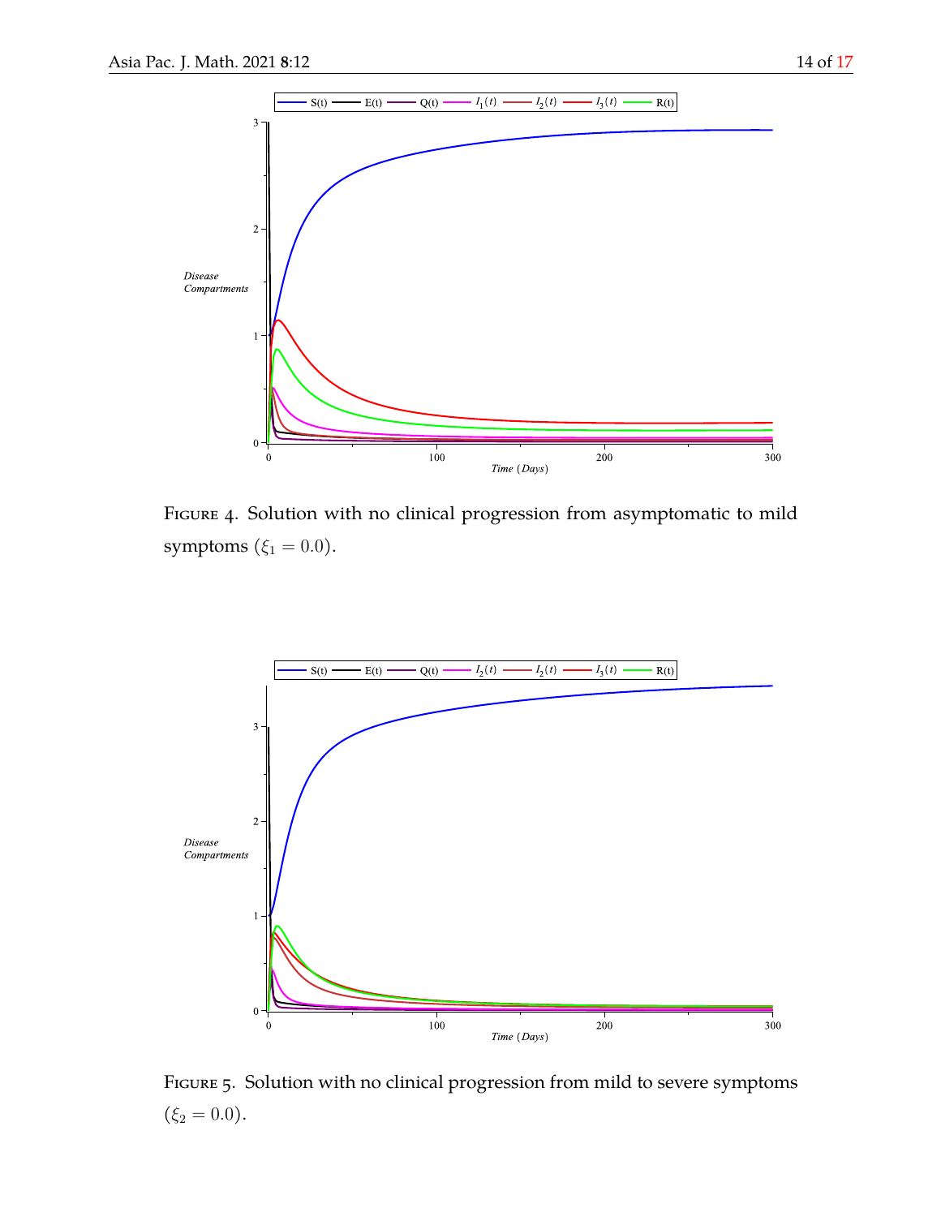Figure 4. Solution with no clinical progression from asymptomatic to mild symptoms ($\xi_1 = 0.0$).

Figure 5. Solution with no clinical progression from mild to severe symptoms ($\xi_2 = 0.0$).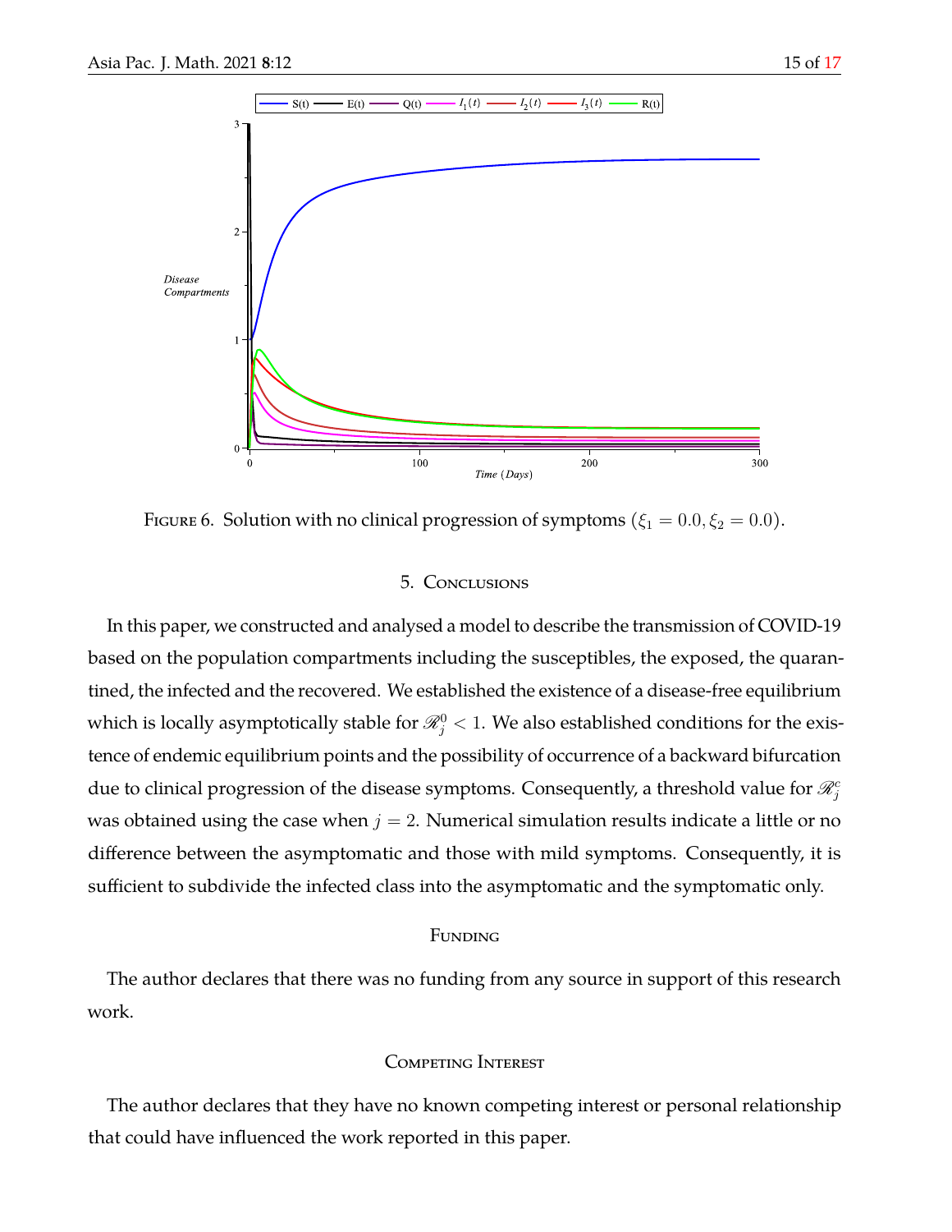FIGURE 6. Solution with no clinical progression of symptoms ($\xi_1 = 0.0, \xi_2 = 0.0$).

## 5. CONCLUSIONS

In this paper, we constructed and analysed a model to describe the transmission of COVID-19 based on the population compartments including the susceptibles, the exposed, the quarantined, the infected and the recovered. We established the existence of a disease-free equilibrium which is locally asymptotically stable for $\mathscr{R}_j^0 < 1$. We also established conditions for the existence of endemic equilibrium points and the possibility of occurrence of a backward bifurcation due to clinical progression of the disease symptoms. Consequently, a threshold value for $\mathscr{R}_j^c$ was obtained using the case when $j = 2$. Numerical simulation results indicate a little or no difference between the asymptomatic and those with mild symptoms. Consequently, it is sufficient to subdivide the infected class into the asymptomatic and the symptomatic only.

## FUNDING

The author declares that there was no funding from any source in support of this research work.

## COMPETING INTEREST

The author declares that they have no known competing interest or personal relationship that could have influenced the work reported in this paper.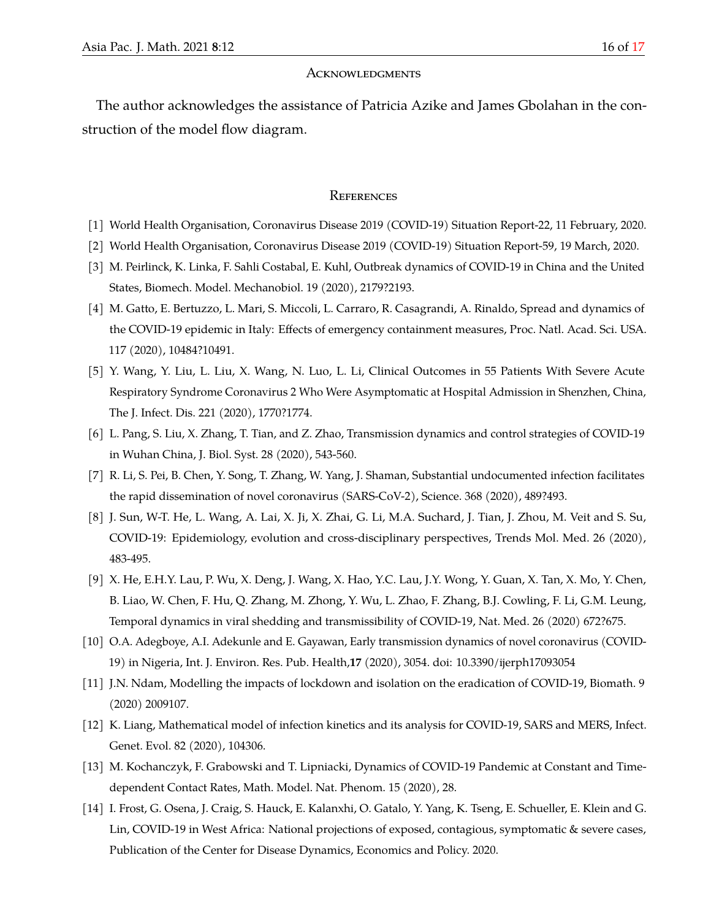## Acknowledgments

The author acknowledges the assistance of Patricia Azike and James Gbolahan in the construction of the model flow diagram.

## References

[1] World Health Organisation, Coronavirus Disease 2019 (COVID-19) Situation Report-22, 11 February, 2020.

[2] World Health Organisation, Coronavirus Disease 2019 (COVID-19) Situation Report-59, 19 March, 2020.

[3] M. Peirlinck, K. Linka, F. Sahli Costabal, E. Kuhl, Outbreak dynamics of COVID-19 in China and the United States, Biomech. Model. Mechanobiol. 19 (2020), 2179?2193.

[4] M. Gatto, E. Bertuzzo, L. Mari, S. Miccoli, L. Carraro, R. Casagrandi, A. Rinaldo, Spread and dynamics of the COVID-19 epidemic in Italy: Effects of emergency containment measures, Proc. Natl. Acad. Sci. USA. 117 (2020), 10484?10491.

[5] Y. Wang, Y. Liu, L. Liu, X. Wang, N. Luo, L. Li, Clinical Outcomes in 55 Patients With Severe Acute Respiratory Syndrome Coronavirus 2 Who Were Asymptomatic at Hospital Admission in Shenzhen, China, The J. Infect. Dis. 221 (2020), 1770?1774.

[6] L. Pang, S. Liu, X. Zhang, T. Tian, and Z. Zhao, Transmission dynamics and control strategies of COVID-19 in Wuhan China, J. Biol. Syst. 28 (2020), 543-560.

[7] R. Li, S. Pei, B. Chen, Y. Song, T. Zhang, W. Yang, J. Shaman, Substantial undocumented infection facilitates the rapid dissemination of novel coronavirus (SARS-CoV-2), Science. 368 (2020), 489?493.

[8] J. Sun, W-T. He, L. Wang, A. Lai, X. Ji, X. Zhai, G. Li, M.A. Suchard, J. Tian, J. Zhou, M. Veit and S. Su, COVID-19: Epidemiology, evolution and cross-disciplinary perspectives, Trends Mol. Med. 26 (2020), 483-495.

[9] X. He, E.H.Y. Lau, P. Wu, X. Deng, J. Wang, X. Hao, Y.C. Lau, J.Y. Wong, Y. Guan, X. Tan, X. Mo, Y. Chen, B. Liao, W. Chen, F. Hu, Q. Zhang, M. Zhong, Y. Wu, L. Zhao, F. Zhang, B.J. Cowling, F. Li, G.M. Leung, Temporal dynamics in viral shedding and transmissibility of COVID-19, Nat. Med. 26 (2020) 672?675.

[10] O.A. Adegboye, A.I. Adekunle and E. Gayawan, Early transmission dynamics of novel coronavirus (COVID-19) in Nigeria, Int. J. Environ. Res. Pub. Health,**17** (2020), 3054. doi: 10.3390/ijerph17093054

[11] J.N. Ndam, Modelling the impacts of lockdown and isolation on the eradication of COVID-19, Biomath. 9 (2020) 2009107.

[12] K. Liang, Mathematical model of infection kinetics and its analysis for COVID-19, SARS and MERS, Infect. Genet. Evol. 82 (2020), 104306.

[13] M. Kochanczyk, F. Grabowski and T. Lipniacki, Dynamics of COVID-19 Pandemic at Constant and Time-dependent Contact Rates, Math. Model. Nat. Phenom. 15 (2020), 28.

[14] I. Frost, G. Osena, J. Craig, S. Hauck, E. Kalanxhi, O. Gatalo, Y. Yang, K. Tseng, E. Schueller, E. Klein and G. Lin, COVID-19 in West Africa: National projections of exposed, contagious, symptomatic & severe cases, Publication of the Center for Disease Dynamics, Economics and Policy. 2020.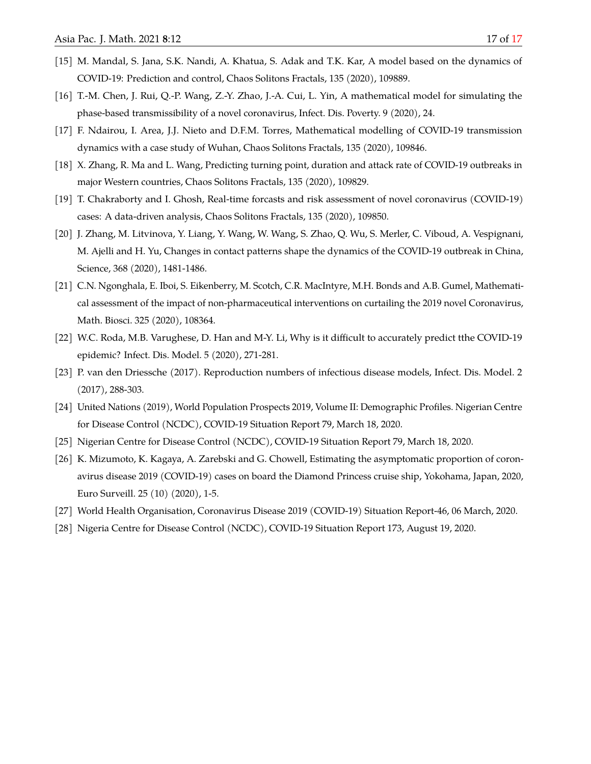[15] M. Mandal, S. Jana, S.K. Nandi, A. Khatua, S. Adak and T.K. Kar, A model based on the dynamics of COVID-19: Prediction and control, Chaos Solitons Fractals, 135 (2020), 109889.

[16] T.-M. Chen, J. Rui, Q.-P. Wang, Z.-Y. Zhao, J.-A. Cui, L. Yin, A mathematical model for simulating the phase-based transmissibility of a novel coronavirus, Infect. Dis. Poverty. 9 (2020), 24.

[17] F. Ndairou, I. Area, J.J. Nieto and D.F.M. Torres, Mathematical modelling of COVID-19 transmission dynamics with a case study of Wuhan, Chaos Solitons Fractals, 135 (2020), 109846.

[18] X. Zhang, R. Ma and L. Wang, Predicting turning point, duration and attack rate of COVID-19 outbreaks in major Western countries, Chaos Solitons Fractals, 135 (2020), 109829.

[19] T. Chakraborty and I. Ghosh, Real-time forcasts and risk assessment of novel coronavirus (COVID-19) cases: A data-driven analysis, Chaos Solitons Fractals, 135 (2020), 109850.

[20] J. Zhang, M. Litvinova, Y. Liang, Y. Wang, W. Wang, S. Zhao, Q. Wu, S. Merler, C. Viboud, A. Vespignani, M. Ajelli and H. Yu, Changes in contact patterns shape the dynamics of the COVID-19 outbreak in China, Science, 368 (2020), 1481-1486.

[21] C.N. Ngonghala, E. Iboi, S. Eikenberry, M. Scotch, C.R. MacIntyre, M.H. Bonds and A.B. Gumel, Mathematical assessment of the impact of non-pharmaceutical interventions on curtailing the 2019 novel Coronavirus, Math. Biosci. 325 (2020), 108364.

[22] W.C. Roda, M.B. Varughese, D. Han and M-Y. Li, Why is it difficult to accurately predict tthe COVID-19 epidemic? Infect. Dis. Model. 5 (2020), 271-281.

[23] P. van den Driessche (2017). Reproduction numbers of infectious disease models, Infect. Dis. Model. 2 (2017), 288-303.

[24] United Nations (2019), World Population Prospects 2019, Volume II: Demographic Profiles. Nigerian Centre for Disease Control (NCDC), COVID-19 Situation Report 79, March 18, 2020.

[25] Nigerian Centre for Disease Control (NCDC), COVID-19 Situation Report 79, March 18, 2020.

[26] K. Mizumoto, K. Kagaya, A. Zarebski and G. Chowell, Estimating the asymptomatic proportion of coronavirus disease 2019 (COVID-19) cases on board the Diamond Princess cruise ship, Yokohama, Japan, 2020, Euro Surveill. 25 (10) (2020), 1-5.

[27] World Health Organisation, Coronavirus Disease 2019 (COVID-19) Situation Report-46, 06 March, 2020.

[28] Nigeria Centre for Disease Control (NCDC), COVID-19 Situation Report 173, August 19, 2020.